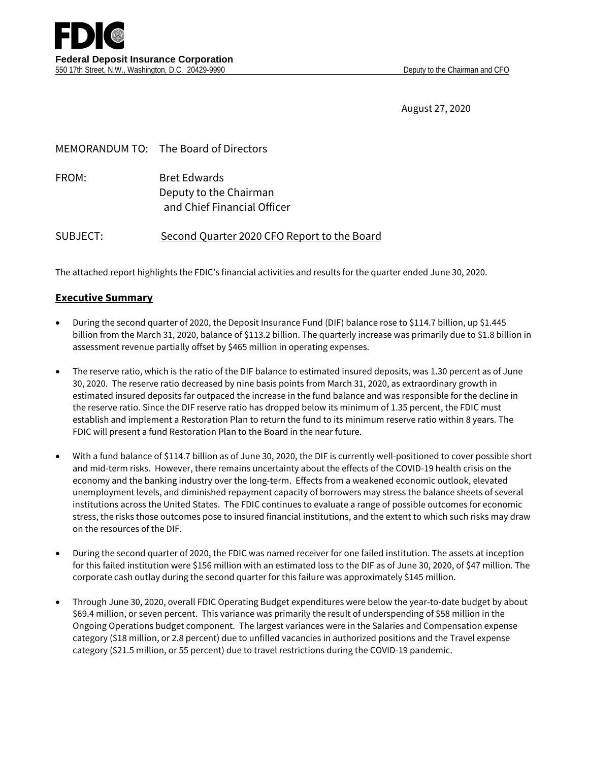# FDIC

**Federal Deposit Insurance Corporation**
550 17th Street, N.W., Washington, D.C. 20429-9990 Deputy to the Chairman and CFO

August 27, 2020

MEMORANDUM TO: The Board of Directors

FROM: Bret Edwards
Deputy to the Chairman
and Chief Financial Officer

SUBJECT: Second Quarter 2020 CFO Report to the Board

The attached report highlights the FDIC's financial activities and results for the quarter ended June 30, 2020.

## Executive Summary

- During the second quarter of 2020, the Deposit Insurance Fund (DIF) balance rose to $114.7 billion, up $1.445 billion from the March 31, 2020, balance of $113.2 billion. The quarterly increase was primarily due to $1.8 billion in assessment revenue partially offset by $465 million in operating expenses.
- The reserve ratio, which is the ratio of the DIF balance to estimated insured deposits, was 1.30 percent as of June 30, 2020. The reserve ratio decreased by nine basis points from March 31, 2020, as extraordinary growth in estimated insured deposits far outpaced the increase in the fund balance and was responsible for the decline in the reserve ratio. Since the DIF reserve ratio has dropped below its minimum of 1.35 percent, the FDIC must establish and implement a Restoration Plan to return the fund to its minimum reserve ratio within 8 years. The FDIC will present a fund Restoration Plan to the Board in the near future.
- With a fund balance of $114.7 billion as of June 30, 2020, the DIF is currently well-positioned to cover possible short and mid-term risks. However, there remains uncertainty about the effects of the COVID-19 health crisis on the economy and the banking industry over the long-term. Effects from a weakened economic outlook, elevated unemployment levels, and diminished repayment capacity of borrowers may stress the balance sheets of several institutions across the United States. The FDIC continues to evaluate a range of possible outcomes for economic stress, the risks those outcomes pose to insured financial institutions, and the extent to which such risks may draw on the resources of the DIF.
- During the second quarter of 2020, the FDIC was named receiver for one failed institution. The assets at inception for this failed institution were $156 million with an estimated loss to the DIF as of June 30, 2020, of $47 million. The corporate cash outlay during the second quarter for this failure was approximately $145 million.
- Through June 30, 2020, overall FDIC Operating Budget expenditures were below the year-to-date budget by about $69.4 million, or seven percent. This variance was primarily the result of underspending of $58 million in the Ongoing Operations budget component. The largest variances were in the Salaries and Compensation expense category ($18 million, or 2.8 percent) due to unfilled vacancies in authorized positions and the Travel expense category ($21.5 million, or 55 percent) due to travel restrictions during the COVID-19 pandemic.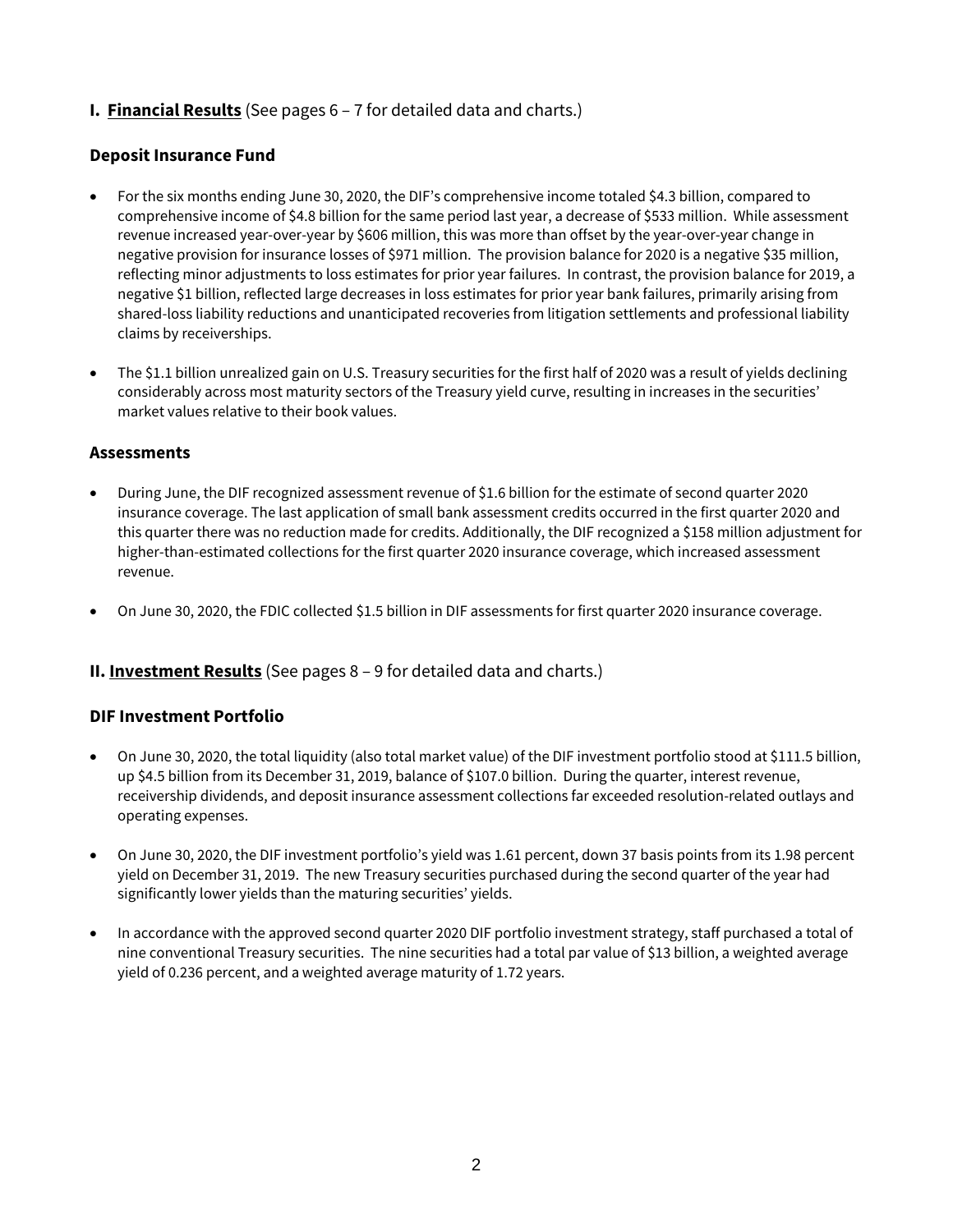## I. **Financial Results** (See pages 6 – 7 for detailed data and charts.)

### Deposit Insurance Fund

- For the six months ending June 30, 2020, the DIF's comprehensive income totaled $4.3 billion, compared to comprehensive income of $4.8 billion for the same period last year, a decrease of $533 million. While assessment revenue increased year-over-year by $606 million, this was more than offset by the year-over-year change in negative provision for insurance losses of $971 million. The provision balance for 2020 is a negative $35 million, reflecting minor adjustments to loss estimates for prior year failures. In contrast, the provision balance for 2019, a negative $1 billion, reflected large decreases in loss estimates for prior year bank failures, primarily arising from shared-loss liability reductions and unanticipated recoveries from litigation settlements and professional liability claims by receiverships.
- The $1.1 billion unrealized gain on U.S. Treasury securities for the first half of 2020 was a result of yields declining considerably across most maturity sectors of the Treasury yield curve, resulting in increases in the securities' market values relative to their book values.

### Assessments

- During June, the DIF recognized assessment revenue of $1.6 billion for the estimate of second quarter 2020 insurance coverage. The last application of small bank assessment credits occurred in the first quarter 2020 and this quarter there was no reduction made for credits. Additionally, the DIF recognized a $158 million adjustment for higher-than-estimated collections for the first quarter 2020 insurance coverage, which increased assessment revenue.
- On June 30, 2020, the FDIC collected $1.5 billion in DIF assessments for first quarter 2020 insurance coverage.

## II. **Investment Results** (See pages 8 – 9 for detailed data and charts.)

### DIF Investment Portfolio

- On June 30, 2020, the total liquidity (also total market value) of the DIF investment portfolio stood at $111.5 billion, up $4.5 billion from its December 31, 2019, balance of $107.0 billion. During the quarter, interest revenue, receivership dividends, and deposit insurance assessment collections far exceeded resolution-related outlays and operating expenses.
- On June 30, 2020, the DIF investment portfolio's yield was 1.61 percent, down 37 basis points from its 1.98 percent yield on December 31, 2019. The new Treasury securities purchased during the second quarter of the year had significantly lower yields than the maturing securities' yields.
- In accordance with the approved second quarter 2020 DIF portfolio investment strategy, staff purchased a total of nine conventional Treasury securities. The nine securities had a total par value of $13 billion, a weighted average yield of 0.236 percent, and a weighted average maturity of 1.72 years.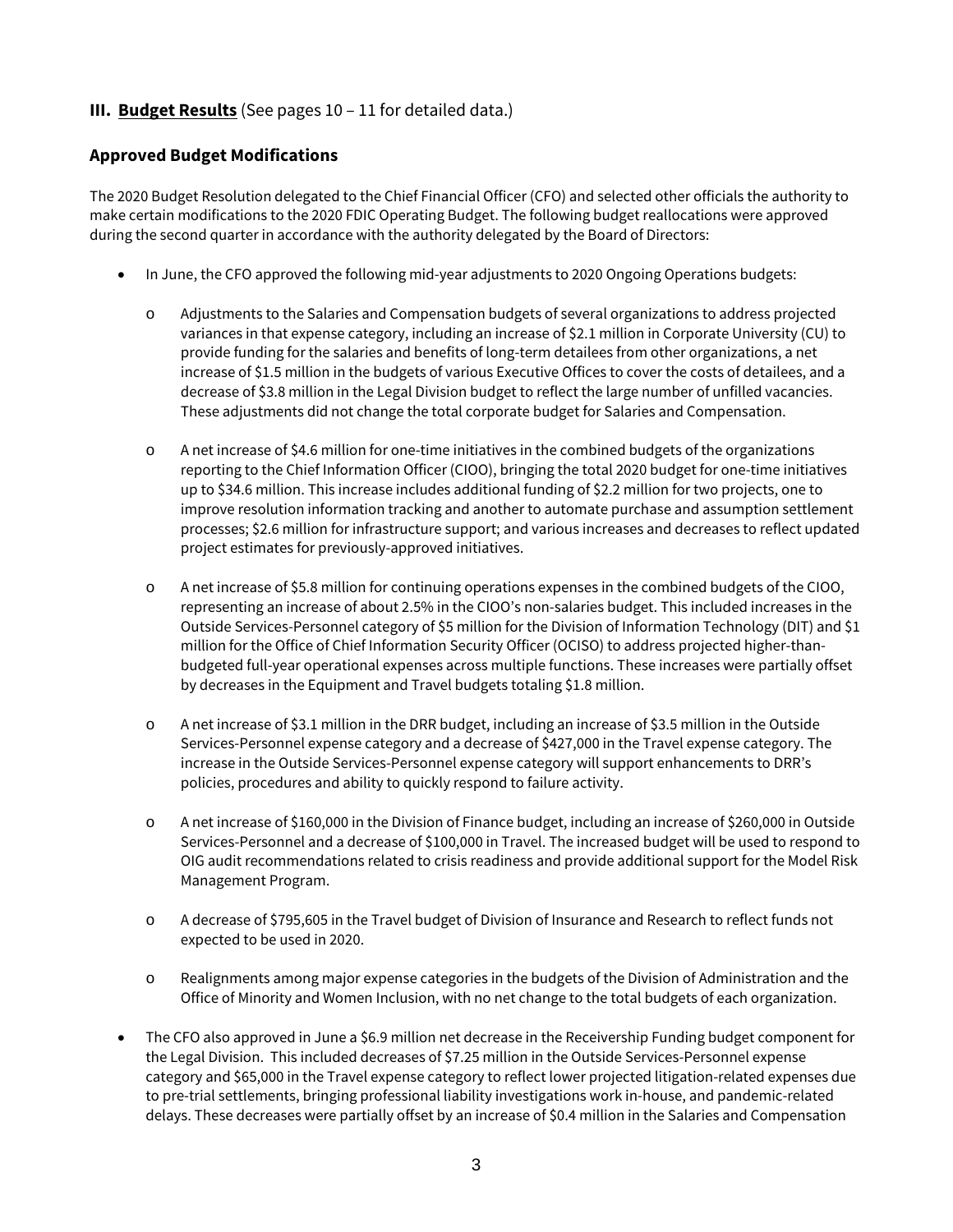## III. **Budget Results** (See pages 10 – 11 for detailed data.)

### Approved Budget Modifications

The 2020 Budget Resolution delegated to the Chief Financial Officer (CFO) and selected other officials the authority to make certain modifications to the 2020 FDIC Operating Budget. The following budget reallocations were approved during the second quarter in accordance with the authority delegated by the Board of Directors:

- In June, the CFO approved the following mid-year adjustments to 2020 Ongoing Operations budgets:
  - Adjustments to the Salaries and Compensation budgets of several organizations to address projected variances in that expense category, including an increase of $2.1 million in Corporate University (CU) to provide funding for the salaries and benefits of long-term detailees from other organizations, a net increase of $1.5 million in the budgets of various Executive Offices to cover the costs of detailees, and a decrease of $3.8 million in the Legal Division budget to reflect the large number of unfilled vacancies. These adjustments did not change the total corporate budget for Salaries and Compensation.
  - A net increase of $4.6 million for one-time initiatives in the combined budgets of the organizations reporting to the Chief Information Officer (CIOO), bringing the total 2020 budget for one-time initiatives up to $34.6 million. This increase includes additional funding of $2.2 million for two projects, one to improve resolution information tracking and another to automate purchase and assumption settlement processes; $2.6 million for infrastructure support; and various increases and decreases to reflect updated project estimates for previously-approved initiatives.
  - A net increase of $5.8 million for continuing operations expenses in the combined budgets of the CIOO, representing an increase of about 2.5% in the CIOO's non-salaries budget. This included increases in the Outside Services-Personnel category of $5 million for the Division of Information Technology (DIT) and $1 million for the Office of Chief Information Security Officer (OCISO) to address projected higher-than-budgeted full-year operational expenses across multiple functions. These increases were partially offset by decreases in the Equipment and Travel budgets totaling $1.8 million.
  - A net increase of $3.1 million in the DRR budget, including an increase of $3.5 million in the Outside Services-Personnel expense category and a decrease of $427,000 in the Travel expense category. The increase in the Outside Services-Personnel expense category will support enhancements to DRR's policies, procedures and ability to quickly respond to failure activity.
  - A net increase of $160,000 in the Division of Finance budget, including an increase of $260,000 in Outside Services-Personnel and a decrease of $100,000 in Travel. The increased budget will be used to respond to OIG audit recommendations related to crisis readiness and provide additional support for the Model Risk Management Program.
  - A decrease of $795,605 in the Travel budget of Division of Insurance and Research to reflect funds not expected to be used in 2020.
  - Realignments among major expense categories in the budgets of the Division of Administration and the Office of Minority and Women Inclusion, with no net change to the total budgets of each organization.
- The CFO also approved in June a $6.9 million net decrease in the Receivership Funding budget component for the Legal Division. This included decreases of $7.25 million in the Outside Services-Personnel expense category and $65,000 in the Travel expense category to reflect lower projected litigation-related expenses due to pre-trial settlements, bringing professional liability investigations work in-house, and pandemic-related delays. These decreases were partially offset by an increase of $0.4 million in the Salaries and Compensation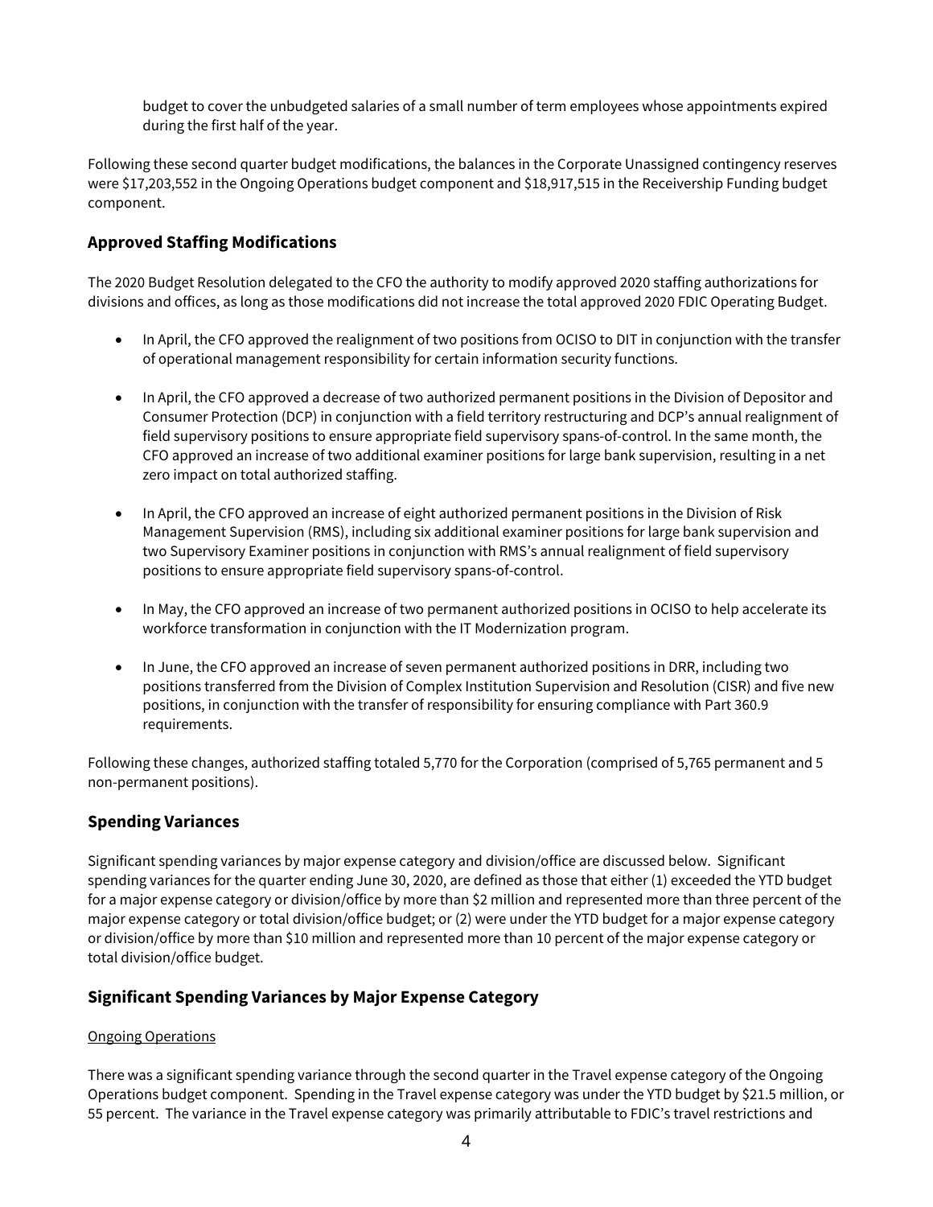budget to cover the unbudgeted salaries of a small number of term employees whose appointments expired during the first half of the year.

Following these second quarter budget modifications, the balances in the Corporate Unassigned contingency reserves were $17,203,552 in the Ongoing Operations budget component and $18,917,515 in the Receivership Funding budget component.

## Approved Staffing Modifications

The 2020 Budget Resolution delegated to the CFO the authority to modify approved 2020 staffing authorizations for divisions and offices, as long as those modifications did not increase the total approved 2020 FDIC Operating Budget.

- In April, the CFO approved the realignment of two positions from OCISO to DIT in conjunction with the transfer of operational management responsibility for certain information security functions.

- In April, the CFO approved a decrease of two authorized permanent positions in the Division of Depositor and Consumer Protection (DCP) in conjunction with a field territory restructuring and DCP's annual realignment of field supervisory positions to ensure appropriate field supervisory spans-of-control. In the same month, the CFO approved an increase of two additional examiner positions for large bank supervision, resulting in a net zero impact on total authorized staffing.

- In April, the CFO approved an increase of eight authorized permanent positions in the Division of Risk Management Supervision (RMS), including six additional examiner positions for large bank supervision and two Supervisory Examiner positions in conjunction with RMS's annual realignment of field supervisory positions to ensure appropriate field supervisory spans-of-control.

- In May, the CFO approved an increase of two permanent authorized positions in OCISO to help accelerate its workforce transformation in conjunction with the IT Modernization program.

- In June, the CFO approved an increase of seven permanent authorized positions in DRR, including two positions transferred from the Division of Complex Institution Supervision and Resolution (CISR) and five new positions, in conjunction with the transfer of responsibility for ensuring compliance with Part 360.9 requirements.

Following these changes, authorized staffing totaled 5,770 for the Corporation (comprised of 5,765 permanent and 5 non-permanent positions).

## Spending Variances

Significant spending variances by major expense category and division/office are discussed below. Significant spending variances for the quarter ending June 30, 2020, are defined as those that either (1) exceeded the YTD budget for a major expense category or division/office by more than $2 million and represented more than three percent of the major expense category or total division/office budget; or (2) were under the YTD budget for a major expense category or division/office by more than $10 million and represented more than 10 percent of the major expense category or total division/office budget.

## Significant Spending Variances by Major Expense Category

Ongoing Operations

There was a significant spending variance through the second quarter in the Travel expense category of the Ongoing Operations budget component. Spending in the Travel expense category was under the YTD budget by $21.5 million, or 55 percent. The variance in the Travel expense category was primarily attributable to FDIC's travel restrictions and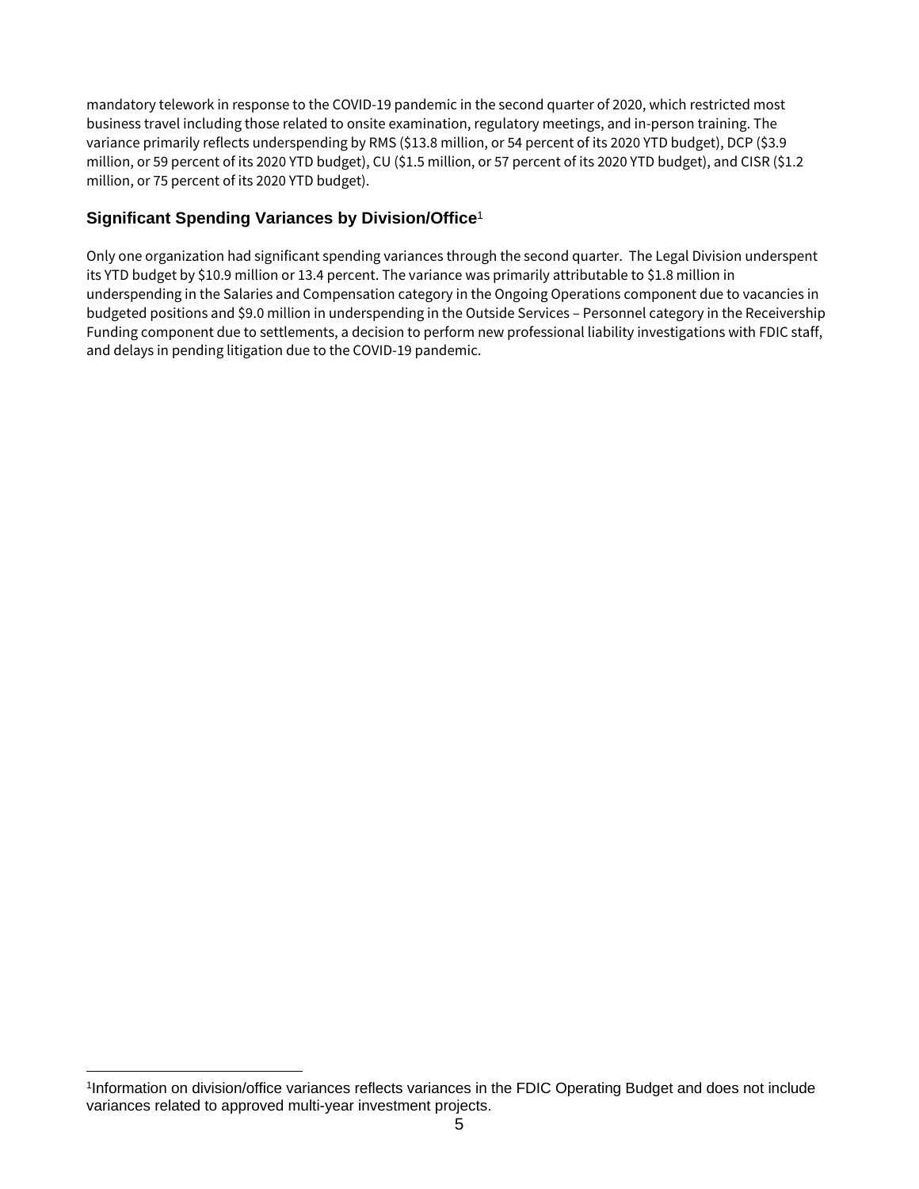mandatory telework in response to the COVID-19 pandemic in the second quarter of 2020, which restricted most business travel including those related to onsite examination, regulatory meetings, and in-person training. The variance primarily reflects underspending by RMS ($13.8 million, or 54 percent of its 2020 YTD budget), DCP ($3.9 million, or 59 percent of its 2020 YTD budget), CU ($1.5 million, or 57 percent of its 2020 YTD budget), and CISR ($1.2 million, or 75 percent of its 2020 YTD budget).

### Significant Spending Variances by Division/Office[1]

Only one organization had significant spending variances through the second quarter. The Legal Division underspent its YTD budget by $10.9 million or 13.4 percent. The variance was primarily attributable to $1.8 million in underspending in the Salaries and Compensation category in the Ongoing Operations component due to vacancies in budgeted positions and $9.0 million in underspending in the Outside Services – Personnel category in the Receivership Funding component due to settlements, a decision to perform new professional liability investigations with FDIC staff, and delays in pending litigation due to the COVID-19 pandemic.

[1]Information on division/office variances reflects variances in the FDIC Operating Budget and does not include variances related to approved multi-year investment projects.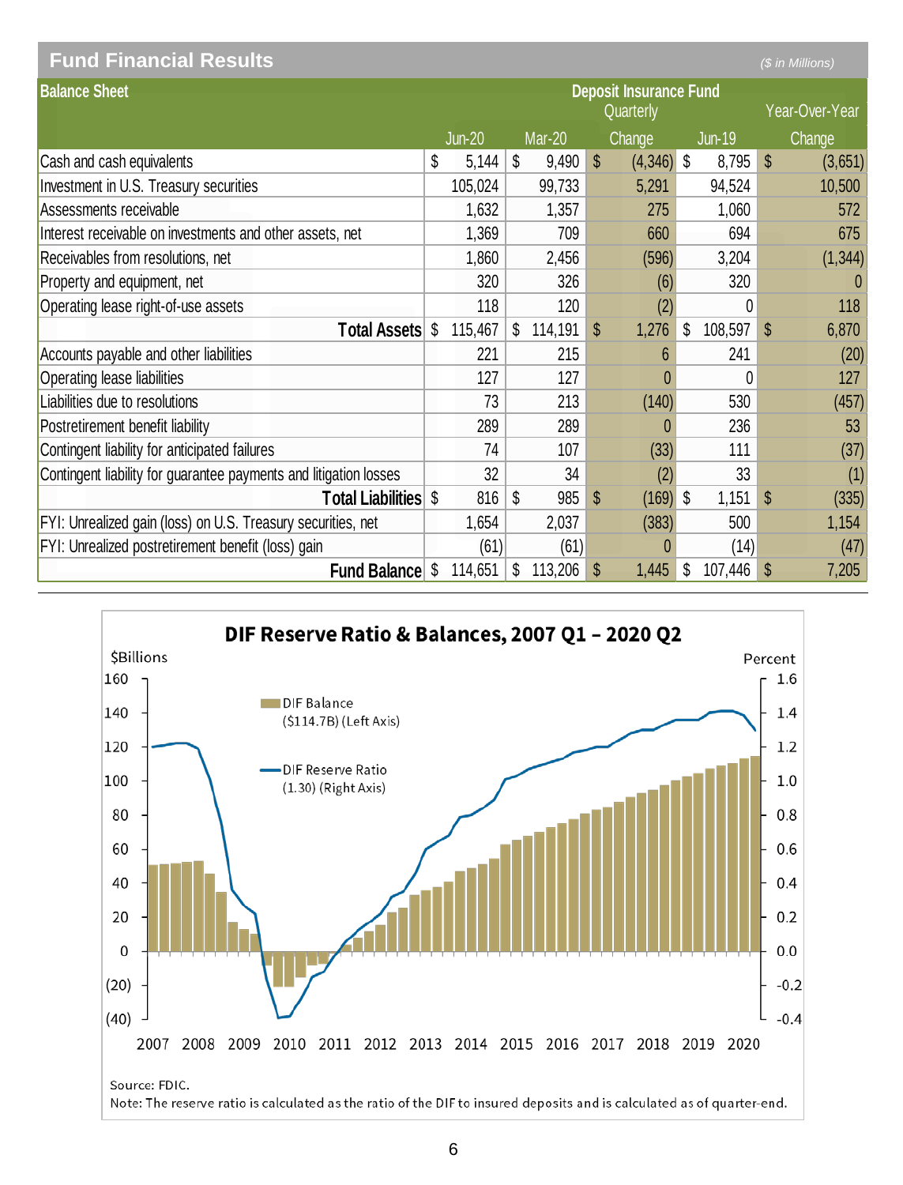## Fund Financial Results

*($ in Millions)*

| Balance Sheet | Deposit Insurance Fund | | | | |
|---|---|---|---|---|---|
| | | | Quarterly | | Year-Over-Year |
| | Jun-20 | Mar-20 | Change | Jun-19 | Change |
| Cash and cash equivalents | $ 5,144 | $ 9,490 | $ (4,346) | $ 8,795 | $ (3,651) |
| Investment in U.S. Treasury securities | 105,024 | 99,733 | 5,291 | 94,524 | 10,500 |
| Assessments receivable | 1,632 | 1,357 | 275 | 1,060 | 572 |
| Interest receivable on investments and other assets, net | 1,369 | 709 | 660 | 694 | 675 |
| Receivables from resolutions, net | 1,860 | 2,456 | (596) | 3,204 | (1,344) |
| Property and equipment, net | 320 | 326 | (6) | 320 | 0 |
| Operating lease right-of-use assets | 118 | 120 | (2) | 0 | 118 |
| **Total Assets** | $ 115,467 | $ 114,191 | $ 1,276 | $ 108,597 | $ 6,870 |
| Accounts payable and other liabilities | 221 | 215 | 6 | 241 | (20) |
| Operating lease liabilities | 127 | 127 | 0 | 0 | 127 |
| Liabilities due to resolutions | 73 | 213 | (140) | 530 | (457) |
| Postretirement benefit liability | 289 | 289 | 0 | 236 | 53 |
| Contingent liability for anticipated failures | 74 | 107 | (33) | 111 | (37) |
| Contingent liability for guarantee payments and litigation losses | 32 | 34 | (2) | 33 | (1) |
| **Total Liabilities** | $ 816 | $ 985 | $ (169) | $ 1,151 | $ (335) |
| FYI: Unrealized gain (loss) on U.S. Treasury securities, net | 1,654 | 2,037 | (383) | 500 | 1,154 |
| FYI: Unrealized postretirement benefit (loss) gain | (61) | (61) | 0 | (14) | (47) |
| **Fund Balance** | $ 114,651 | $ 113,206 | $ 1,445 | $ 107,446 | $ 7,205 |

**DIF Reserve Ratio & Balances, 2007 Q1 – 2020 Q2**

$Billions

Percent

160 140 120 100 80 60 40 20 0 (20) (40)

1.6 1.4 1.2 1.0 0.8 0.6 0.4 0.2 0.0 -0.2 -0.4

DIF Balance ($114.7B) (Left Axis)

DIF Reserve Ratio (1.30) (Right Axis)

2007 2008 2009 2010 2011 2012 2013 2014 2015 2016 2017 2018 2019 2020

Source: FDIC.

Note: The reserve ratio is calculated as the ratio of the DIF to insured deposits and is calculated as of quarter-end.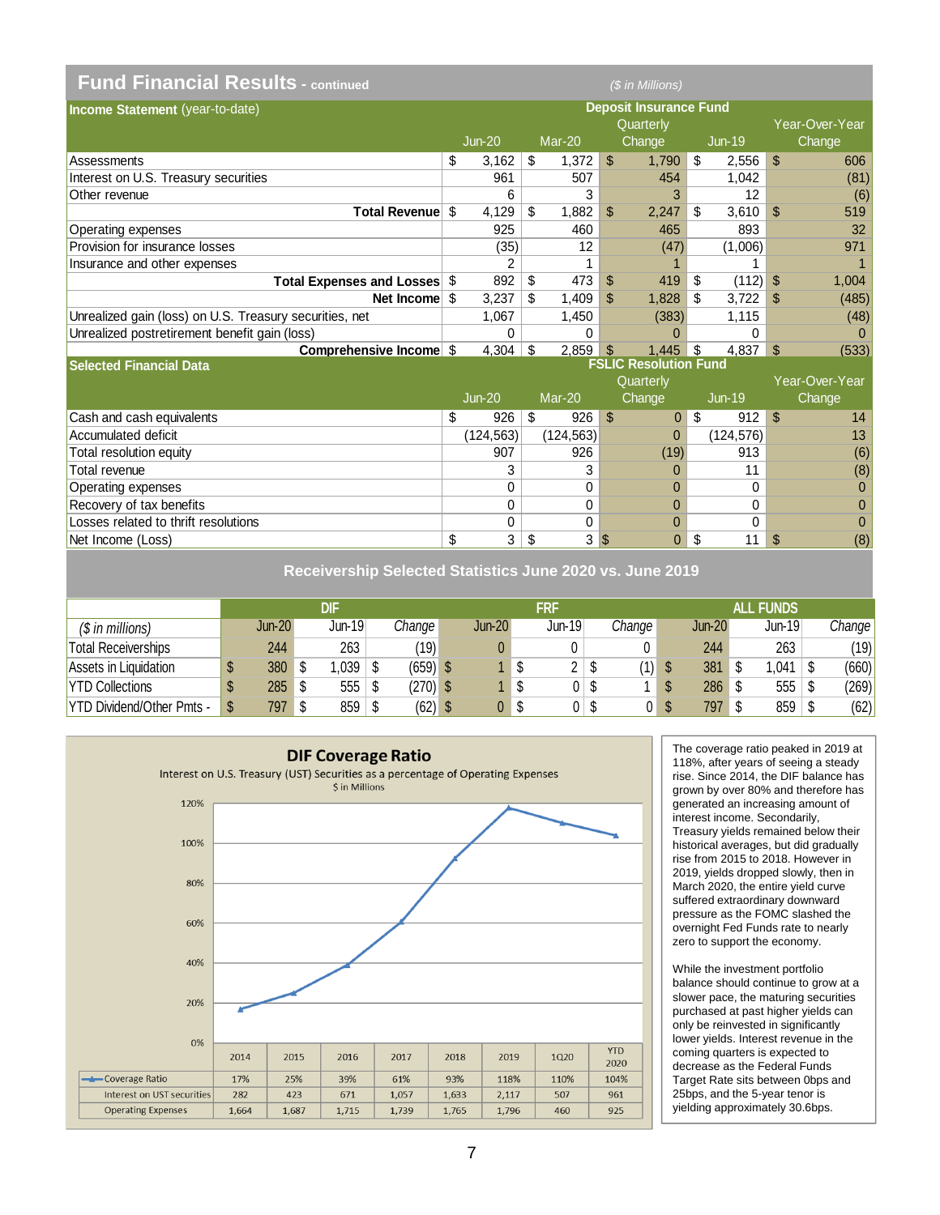## Fund Financial Results - continued

*($ in Millions)*

| Income Statement (year-to-date) | Deposit Insurance Fund | | | | |
|---|---|---|---|---|---|
| | Jun-20 | Mar-20 | Quarterly Change | Jun-19 | Year-Over-Year Change |
| Assessments | $ 3,162 | $ 1,372 | $ 1,790 | $ 2,556 | $ 606 |
| Interest on U.S. Treasury securities | 961 | 507 | 454 | 1,042 | (81) |
| Other revenue | 6 | 3 | 3 | 12 | (6) |
| **Total Revenue** | $ 4,129 | $ 1,882 | $ 2,247 | $ 3,610 | $ 519 |
| Operating expenses | 925 | 460 | 465 | 893 | 32 |
| Provision for insurance losses | (35) | 12 | (47) | (1,006) | 971 |
| Insurance and other expenses | 2 | 1 | 1 | 1 | 1 |
| **Total Expenses and Losses** | $ 892 | $ 473 | $ 419 | $ (112) | $ 1,004 |
| **Net Income** | $ 3,237 | $ 1,409 | $ 1,828 | $ 3,722 | $ (485) |
| Unrealized gain (loss) on U.S. Treasury securities, net | 1,067 | 1,450 | (383) | 1,115 | (48) |
| Unrealized postretirement benefit gain (loss) | 0 | 0 | 0 | 0 | 0 |
| **Comprehensive Income** | $ 4,304 | $ 2,859 | $ 1,445 | $ 4,837 | $ (533) |

| Selected Financial Data | FSLIC Resolution Fund | | | | |
|---|---|---|---|---|---|
| | Jun-20 | Mar-20 | Quarterly Change | Jun-19 | Year-Over-Year Change |
| Cash and cash equivalents | $ 926 | $ 926 | $ 0 | $ 912 | $ 14 |
| Accumulated deficit | (124,563) | (124,563) | 0 | (124,576) | 13 |
| Total resolution equity | 907 | 926 | (19) | 913 | (6) |
| Total revenue | 3 | 3 | 0 | 11 | (8) |
| Operating expenses | 0 | 0 | 0 | 0 | 0 |
| Recovery of tax benefits | 0 | 0 | 0 | 0 | 0 |
| Losses related to thrift resolutions | 0 | 0 | 0 | 0 | 0 |
| Net Income (Loss) | $ 3 | $ 3 | $ 0 | $ 11 | $ (8) |

### Receivership Selected Statistics June 2020 vs. June 2019

| | DIF | | | FRF | | | ALL FUNDS | | |
|---|---|---|---|---|---|---|---|---|---|
| *($ in millions)* | Jun-20 | Jun-19 | *Change* | Jun-20 | Jun-19 | *Change* | Jun-20 | Jun-19 | *Change* |
| Total Receiverships | 244 | 263 | (19) | 0 | 0 | 0 | 244 | 263 | (19) |
| Assets in Liquidation | $ 380 | $ 1,039 | $ (659) | $ 1 | $ 2 | $ (1) | $ 381 | $ 1,041 | $ (660) |
| YTD Collections | $ 285 | $ 555 | $ (270) | $ 1 | $ 0 | $ 1 | $ 286 | $ 555 | $ (269) |
| YTD Dividend/Other Pmts - | $ 797 | $ 859 | $ (62) | $ 0 | $ 0 | $ 0 | $ 797 | $ 859 | $ (62) |

**DIF Coverage Ratio**

Interest on U.S. Treasury (UST) Securities as a percentage of Operating Expenses

$ in Millions

120%
100%
80%
60%
40%
20%
0%

2014 2015 2016 2017 2018 2019 1Q20 YTD 2020

Coverage Ratio: 17% 25% 39% 61% 93% 118% 110% 104%

Interest on UST securities: 282 423 671 1,057 1,633 2,117 507 961

Operating Expenses: 1,664 1,687 1,715 1,739 1,765 1,796 460 925

The coverage ratio peaked in 2019 at 118%, after years of seeing a steady rise. Since 2014, the DIF balance has grown by over 80% and therefore has generated an increasing amount of interest income. Secondarily, Treasury yields remained below their historical averages, but did gradually rise from 2015 to 2018. However in 2019, yields dropped slowly, then in March 2020, the entire yield curve suffered extraordinary downward pressure as the FOMC slashed the overnight Fed Funds rate to nearly zero to support the economy.

While the investment portfolio balance should continue to grow at a slower pace, the maturing securities purchased at past higher yields can only be reinvested in significantly lower yields. Interest revenue in the coming quarters is expected to decrease as the Federal Funds Target Rate sits between 0bps and 25bps, and the 5-year tenor is yielding approximately 30.6bps.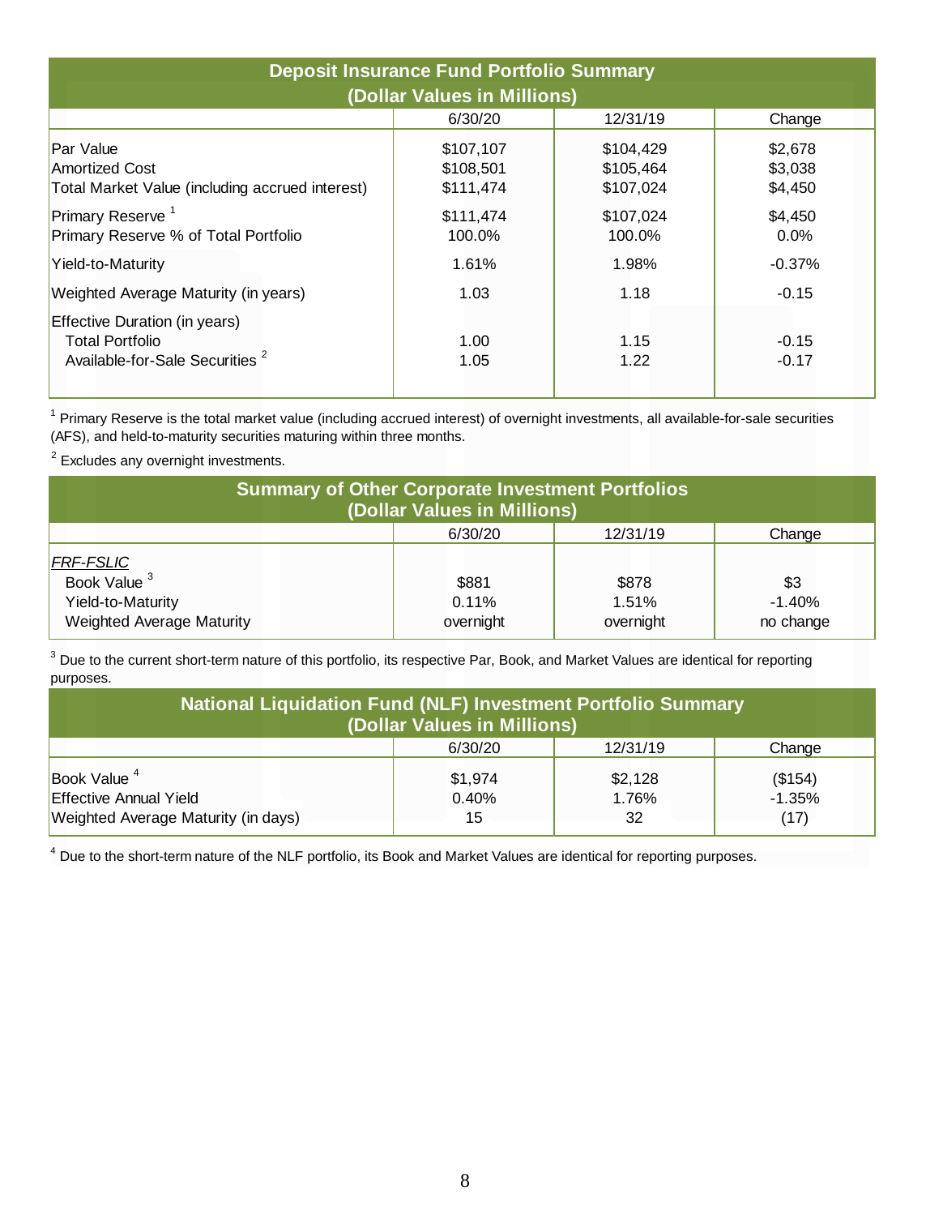## Deposit Insurance Fund Portfolio Summary
## (Dollar Values in Millions)

| | 6/30/20 | 12/31/19 | Change |
|---|---|---|---|
| Par Value | $107,107 | $104,429 | $2,678 |
| Amortized Cost | $108,501 | $105,464 | $3,038 |
| Total Market Value (including accrued interest) | $111,474 | $107,024 | $4,450 |
| Primary Reserve [1] | $111,474 | $107,024 | $4,450 |
| Primary Reserve % of Total Portfolio | 100.0% | 100.0% | 0.0% |
| Yield-to-Maturity | 1.61% | 1.98% | -0.37% |
| Weighted Average Maturity (in years) | 1.03 | 1.18 | -0.15 |
| Effective Duration (in years) | | | |
| Total Portfolio | 1.00 | 1.15 | -0.15 |
| Available-for-Sale Securities [2] | 1.05 | 1.22 | -0.17 |

[1] Primary Reserve is the total market value (including accrued interest) of overnight investments, all available-for-sale securities (AFS), and held-to-maturity securities maturing within three months.

[2] Excludes any overnight investments.

## Summary of Other Corporate Investment Portfolios
## (Dollar Values in Millions)

| | 6/30/20 | 12/31/19 | Change |
|---|---|---|---|
| *FRF-FSLIC* | | | |
| Book Value [3] | $881 | $878 | $3 |
| Yield-to-Maturity | 0.11% | 1.51% | -1.40% |
| Weighted Average Maturity | overnight | overnight | no change |

[3] Due to the current short-term nature of this portfolio, its respective Par, Book, and Market Values are identical for reporting purposes.

## National Liquidation Fund (NLF) Investment Portfolio Summary
## (Dollar Values in Millions)

| | 6/30/20 | 12/31/19 | Change |
|---|---|---|---|
| Book Value [4] | $1,974 | $2,128 | ($154) |
| Effective Annual Yield | 0.40% | 1.76% | -1.35% |
| Weighted Average Maturity (in days) | 15 | 32 | (17) |

[4] Due to the short-term nature of the NLF portfolio, its Book and Market Values are identical for reporting purposes.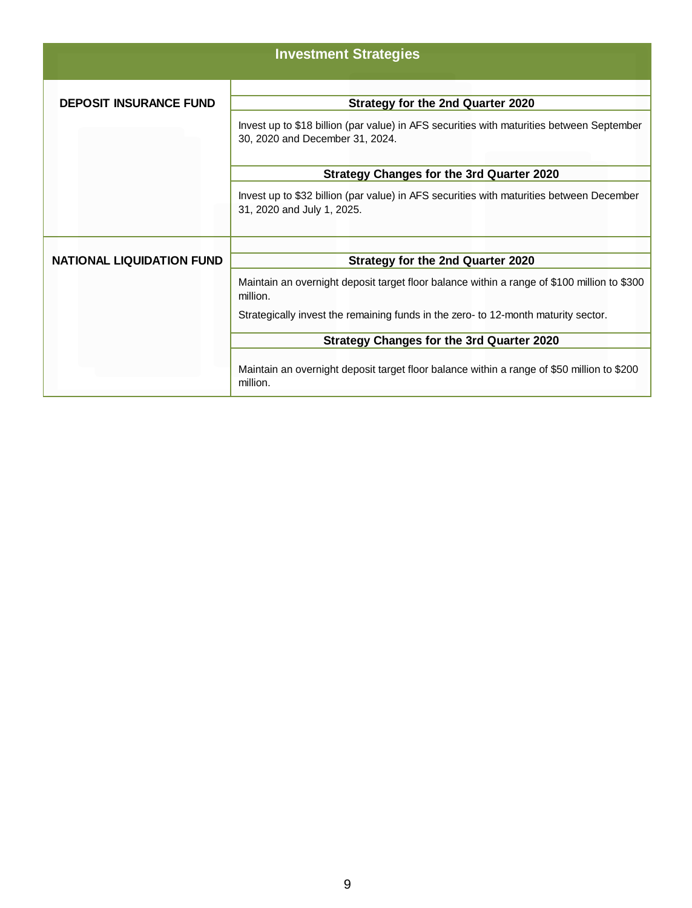## Investment Strategies

| | |
|---|---|
| **DEPOSIT INSURANCE FUND** | **Strategy for the 2nd Quarter 2020** |
| | Invest up to $18 billion (par value) in AFS securities with maturities between September 30, 2020 and December 31, 2024. |
| | **Strategy Changes for the 3rd Quarter 2020** |
| | Invest up to $32 billion (par value) in AFS securities with maturities between December 31, 2020 and July 1, 2025. |
| **NATIONAL LIQUIDATION FUND** | **Strategy for the 2nd Quarter 2020** |
| | Maintain an overnight deposit target floor balance within a range of $100 million to $300 million.<br><br>Strategically invest the remaining funds in the zero- to 12-month maturity sector. |
| | **Strategy Changes for the 3rd Quarter 2020** |
| | Maintain an overnight deposit target floor balance within a range of $50 million to $200 million. |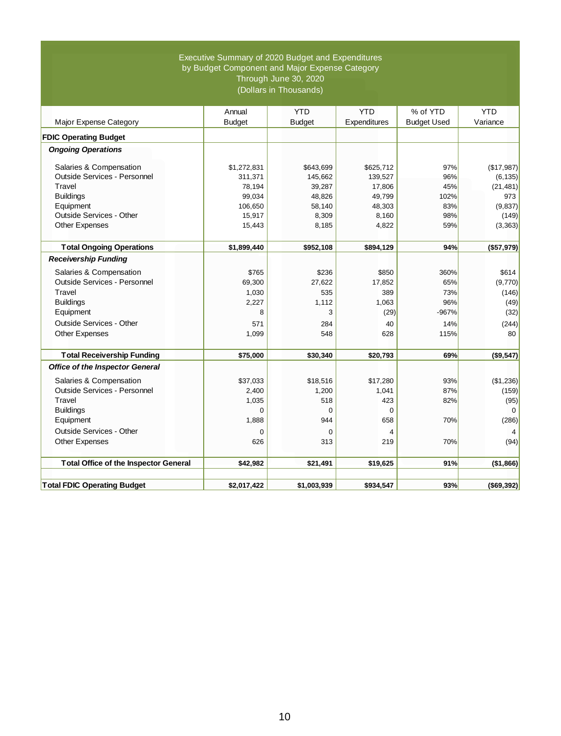## Executive Summary of 2020 Budget and Expenditures by Budget Component and Major Expense Category Through June 30, 2020 (Dollars in Thousands)

| Major Expense Category | Annual Budget | YTD Budget | YTD Expenditures | % of YTD Budget Used | YTD Variance |
|---|---|---|---|---|---|
| **FDIC Operating Budget** | | | | | |
| ***Ongoing Operations*** | | | | | |
| Salaries & Compensation | $1,272,831 | $643,699 | $625,712 | 97% | ($17,987) |
| Outside Services - Personnel | 311,371 | 145,662 | 139,527 | 96% | (6,135) |
| Travel | 78,194 | 39,287 | 17,806 | 45% | (21,481) |
| Buildings | 99,034 | 48,826 | 49,799 | 102% | 973 |
| Equipment | 106,650 | 58,140 | 48,303 | 83% | (9,837) |
| Outside Services - Other | 15,917 | 8,309 | 8,160 | 98% | (149) |
| Other Expenses | 15,443 | 8,185 | 4,822 | 59% | (3,363) |
| **Total Ongoing Operations** | **$1,899,440** | **$952,108** | **$894,129** | **94%** | **($57,979)** |
| ***Receivership Funding*** | | | | | |
| Salaries & Compensation | $765 | $236 | $850 | 360% | $614 |
| Outside Services - Personnel | 69,300 | 27,622 | 17,852 | 65% | (9,770) |
| Travel | 1,030 | 535 | 389 | 73% | (146) |
| Buildings | 2,227 | 1,112 | 1,063 | 96% | (49) |
| Equipment | 8 | 3 | (29) | -967% | (32) |
| Outside Services - Other | 571 | 284 | 40 | 14% | (244) |
| Other Expenses | 1,099 | 548 | 628 | 115% | 80 |
| **Total Receivership Funding** | **$75,000** | **$30,340** | **$20,793** | **69%** | **($9,547)** |
| ***Office of the Inspector General*** | | | | | |
| Salaries & Compensation | $37,033 | $18,516 | $17,280 | 93% | ($1,236) |
| Outside Services - Personnel | 2,400 | 1,200 | 1,041 | 87% | (159) |
| Travel | 1,035 | 518 | 423 | 82% | (95) |
| Buildings | 0 | 0 | 0 | | 0 |
| Equipment | 1,888 | 944 | 658 | 70% | (286) |
| Outside Services - Other | 0 | 0 | 4 | | 4 |
| Other Expenses | 626 | 313 | 219 | 70% | (94) |
| **Total Office of the Inspector General** | **$42,982** | **$21,491** | **$19,625** | **91%** | **($1,866)** |
| **Total FDIC Operating Budget** | **$2,017,422** | **$1,003,939** | **$934,547** | **93%** | **($69,392)** |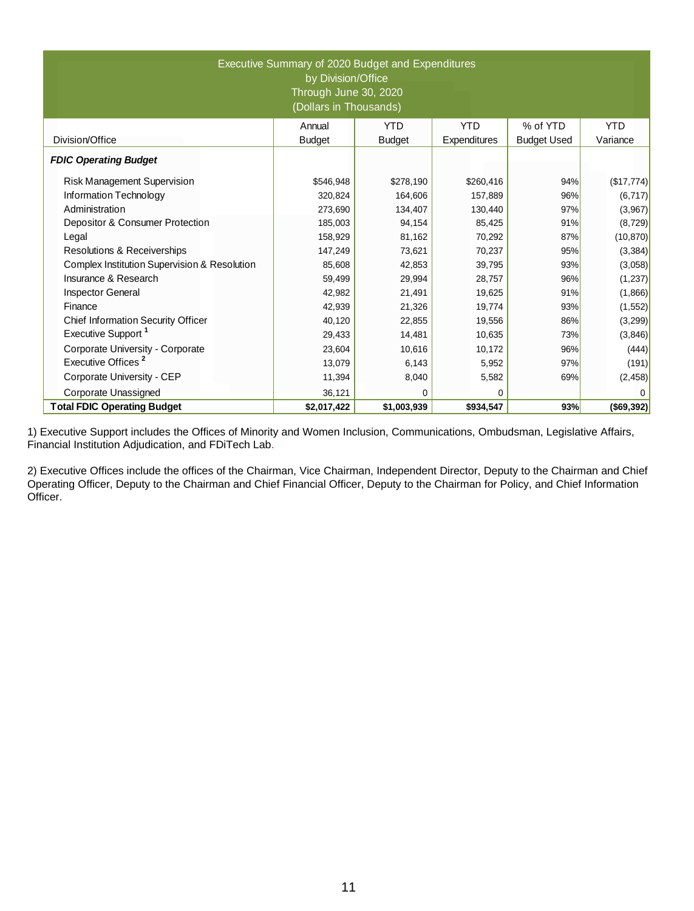## Executive Summary of 2020 Budget and Expenditures
## by Division/Office
## Through June 30, 2020
## (Dollars in Thousands)

| Division/Office | Annual Budget | YTD Budget | YTD Expenditures | % of YTD Budget Used | YTD Variance |
|---|---|---|---|---|---|
| ***FDIC Operating Budget*** | | | | | |
| Risk Management Supervision | $546,948 | $278,190 | $260,416 | 94% | ($17,774) |
| Information Technology | 320,824 | 164,606 | 157,889 | 96% | (6,717) |
| Administration | 273,690 | 134,407 | 130,440 | 97% | (3,967) |
| Depositor & Consumer Protection | 185,003 | 94,154 | 85,425 | 91% | (8,729) |
| Legal | 158,929 | 81,162 | 70,292 | 87% | (10,870) |
| Resolutions & Receiverships | 147,249 | 73,621 | 70,237 | 95% | (3,384) |
| Complex Institution Supervision & Resolution | 85,608 | 42,853 | 39,795 | 93% | (3,058) |
| Insurance & Research | 59,499 | 29,994 | 28,757 | 96% | (1,237) |
| Inspector General | 42,982 | 21,491 | 19,625 | 91% | (1,866) |
| Finance | 42,939 | 21,326 | 19,774 | 93% | (1,552) |
| Chief Information Security Officer | 40,120 | 22,855 | 19,556 | 86% | (3,299) |
| Executive Support [1] | 29,433 | 14,481 | 10,635 | 73% | (3,846) |
| Corporate University - Corporate | 23,604 | 10,616 | 10,172 | 96% | (444) |
| Executive Offices [2] | 13,079 | 6,143 | 5,952 | 97% | (191) |
| Corporate University - CEP | 11,394 | 8,040 | 5,582 | 69% | (2,458) |
| Corporate Unassigned | 36,121 | 0 | 0 | | 0 |
| **Total FDIC Operating Budget** | **$2,017,422** | **$1,003,939** | **$934,547** | **93%** | **($69,392)** |

1) Executive Support includes the Offices of Minority and Women Inclusion, Communications, Ombudsman, Legislative Affairs, Financial Institution Adjudication, and FDiTech Lab.

2) Executive Offices include the offices of the Chairman, Vice Chairman, Independent Director, Deputy to the Chairman and Chief Operating Officer, Deputy to the Chairman and Chief Financial Officer, Deputy to the Chairman for Policy, and Chief Information Officer.